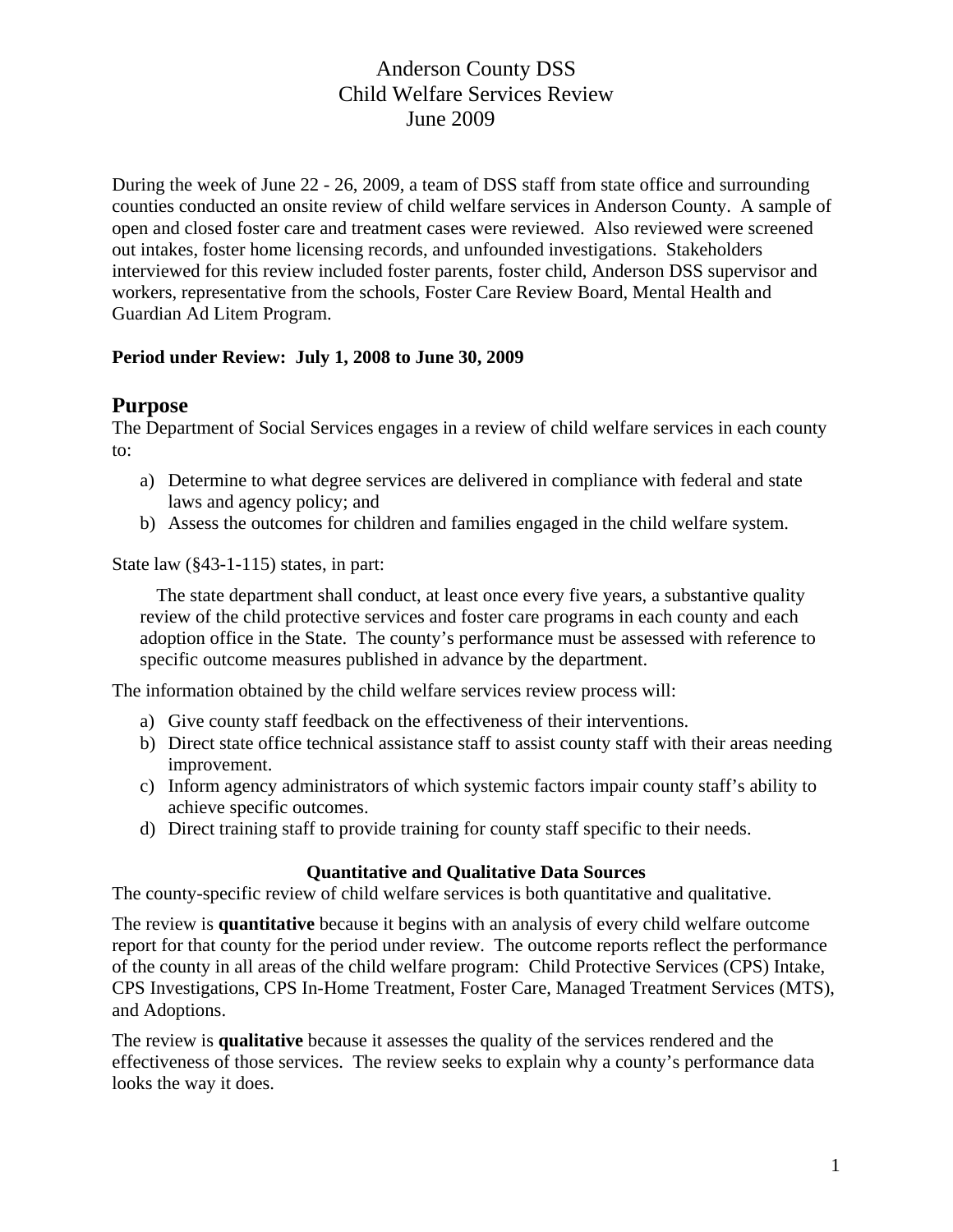# Anderson County DSS
# Child Welfare Services Review
# June 2009

During the week of June 22 - 26, 2009, a team of DSS staff from state office and surrounding counties conducted an onsite review of child welfare services in Anderson County. A sample of open and closed foster care and treatment cases were reviewed. Also reviewed were screened out intakes, foster home licensing records, and unfounded investigations. Stakeholders interviewed for this review included foster parents, foster child, Anderson DSS supervisor and workers, representative from the schools, Foster Care Review Board, Mental Health and Guardian Ad Litem Program.

**Period under Review: July 1, 2008 to June 30, 2009**

## Purpose

The Department of Social Services engages in a review of child welfare services in each county to:

a) Determine to what degree services are delivered in compliance with federal and state laws and agency policy; and
b) Assess the outcomes for children and families engaged in the child welfare system.

State law (§43-1-115) states, in part:

> The state department shall conduct, at least once every five years, a substantive quality review of the child protective services and foster care programs in each county and each adoption office in the State. The county's performance must be assessed with reference to specific outcome measures published in advance by the department.

The information obtained by the child welfare services review process will:

a) Give county staff feedback on the effectiveness of their interventions.
b) Direct state office technical assistance staff to assist county staff with their areas needing improvement.
c) Inform agency administrators of which systemic factors impair county staff's ability to achieve specific outcomes.
d) Direct training staff to provide training for county staff specific to their needs.

### Quantitative and Qualitative Data Sources

The county-specific review of child welfare services is both quantitative and qualitative.

The review is **quantitative** because it begins with an analysis of every child welfare outcome report for that county for the period under review. The outcome reports reflect the performance of the county in all areas of the child welfare program: Child Protective Services (CPS) Intake, CPS Investigations, CPS In-Home Treatment, Foster Care, Managed Treatment Services (MTS), and Adoptions.

The review is **qualitative** because it assesses the quality of the services rendered and the effectiveness of those services. The review seeks to explain why a county's performance data looks the way it does.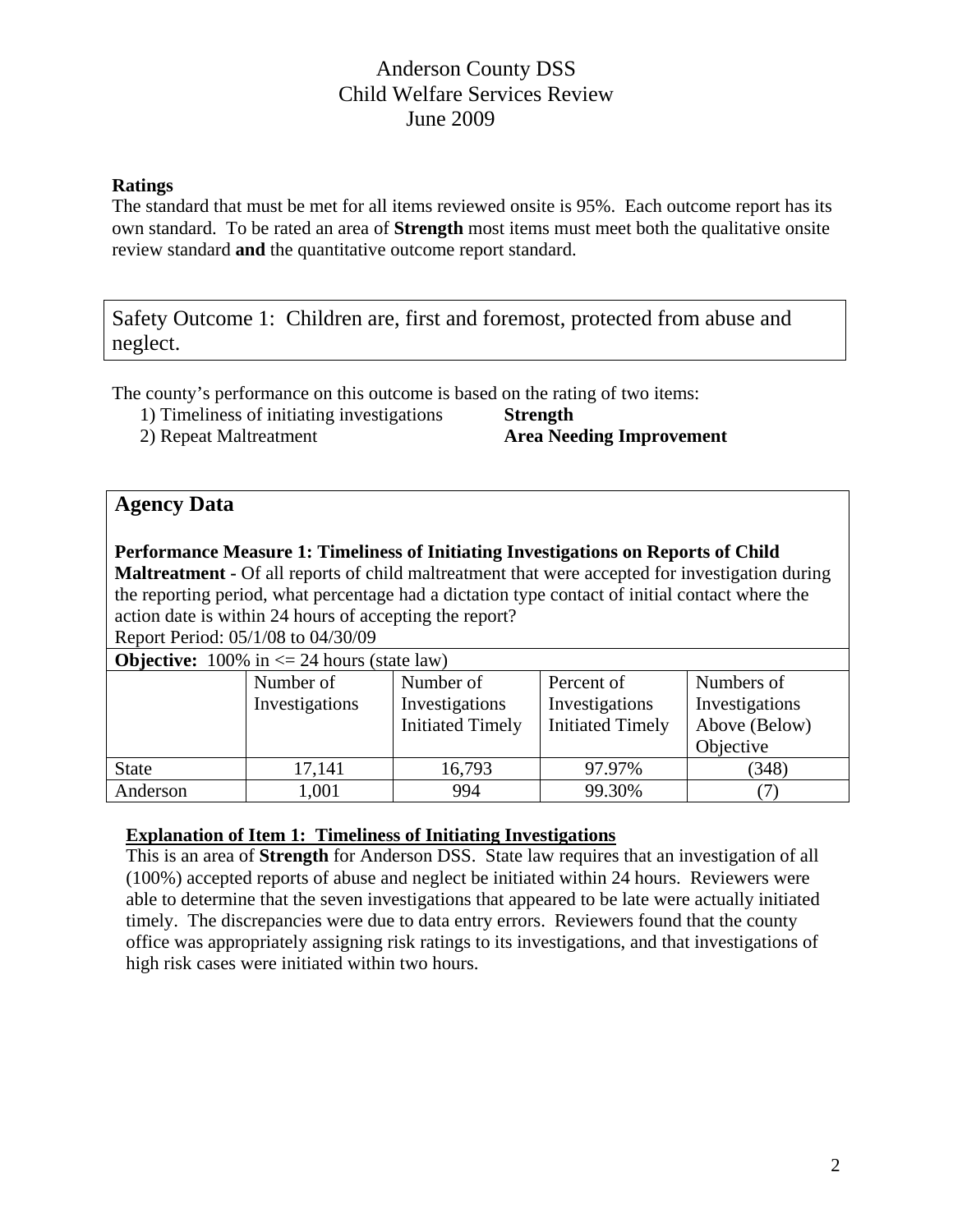# Anderson County DSS
# Child Welfare Services Review
# June 2009

**Ratings**

The standard that must be met for all items reviewed onsite is 95%. Each outcome report has its own standard. To be rated an area of **Strength** most items must meet both the qualitative onsite review standard **and** the quantitative outcome report standard.

## Safety Outcome 1: Children are, first and foremost, protected from abuse and neglect.

The county's performance on this outcome is based on the rating of two items:

1) Timeliness of initiating investigations **Strength**
2) Repeat Maltreatment **Area Needing Improvement**

## Agency Data

**Performance Measure 1: Timeliness of Initiating Investigations on Reports of Child Maltreatment** - Of all reports of child maltreatment that were accepted for investigation during the reporting period, what percentage had a dictation type contact of initial contact where the action date is within 24 hours of accepting the report?

Report Period: 05/1/08 to 04/30/09

**Objective:** 100% in <= 24 hours (state law)

| | Number of Investigations | Number of Investigations Initiated Timely | Percent of Investigations Initiated Timely | Numbers of Investigations Above (Below) Objective |
|---|---|---|---|---|
| State | 17,141 | 16,793 | 97.97% | (348) |
| Anderson | 1,001 | 994 | 99.30% | (7) |

**Explanation of Item 1: Timeliness of Initiating Investigations**

This is an area of **Strength** for Anderson DSS. State law requires that an investigation of all (100%) accepted reports of abuse and neglect be initiated within 24 hours. Reviewers were able to determine that the seven investigations that appeared to be late were actually initiated timely. The discrepancies were due to data entry errors. Reviewers found that the county office was appropriately assigning risk ratings to its investigations, and that investigations of high risk cases were initiated within two hours.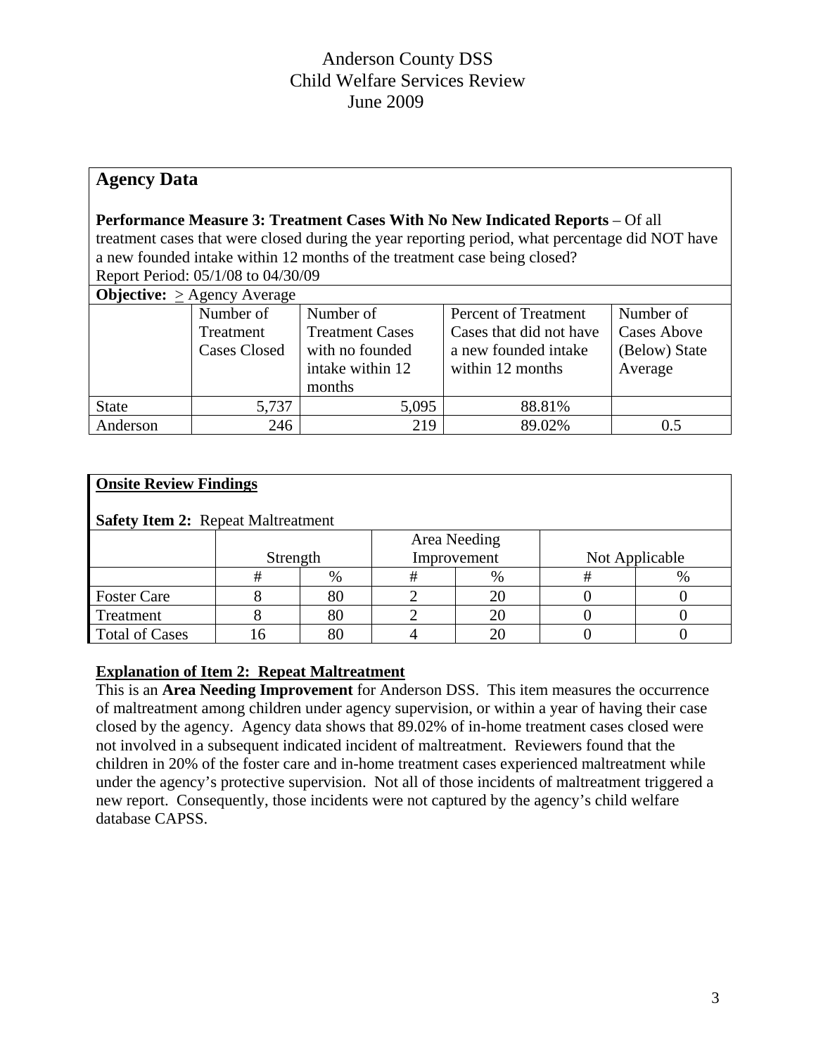# Anderson County DSS
# Child Welfare Services Review
# June 2009

## Agency Data

**Performance Measure 3: Treatment Cases With No New Indicated Reports** – Of all treatment cases that were closed during the year reporting period, what percentage did NOT have a new founded intake within 12 months of the treatment case being closed?
Report Period: 05/1/08 to 04/30/09

**Objective:** $\geq$ Agency Average

| | Number of Treatment Cases Closed | Number of Treatment Cases with no founded intake within 12 months | Percent of Treatment Cases that did not have a new founded intake within 12 months | Number of Cases Above (Below) State Average |
|---|---|---|---|---|
| State | 5,737 | 5,095 | 88.81% | |
| Anderson | 246 | 219 | 89.02% | 0.5 |

## Onsite Review Findings

**Safety Item 2:** Repeat Maltreatment

| | Strength | | Area Needing Improvement | | Not Applicable | |
|---|---|---|---|---|---|---|
| | # | % | # | % | # | % |
| Foster Care | 8 | 80 | 2 | 20 | 0 | 0 |
| Treatment | 8 | 80 | 2 | 20 | 0 | 0 |
| Total of Cases | 16 | 80 | 4 | 20 | 0 | 0 |

**Explanation of Item 2: Repeat Maltreatment**

This is an **Area Needing Improvement** for Anderson DSS. This item measures the occurrence of maltreatment among children under agency supervision, or within a year of having their case closed by the agency. Agency data shows that 89.02% of in-home treatment cases closed were not involved in a subsequent indicated incident of maltreatment. Reviewers found that the children in 20% of the foster care and in-home treatment cases experienced maltreatment while under the agency's protective supervision. Not all of those incidents of maltreatment triggered a new report. Consequently, those incidents were not captured by the agency's child welfare database CAPSS.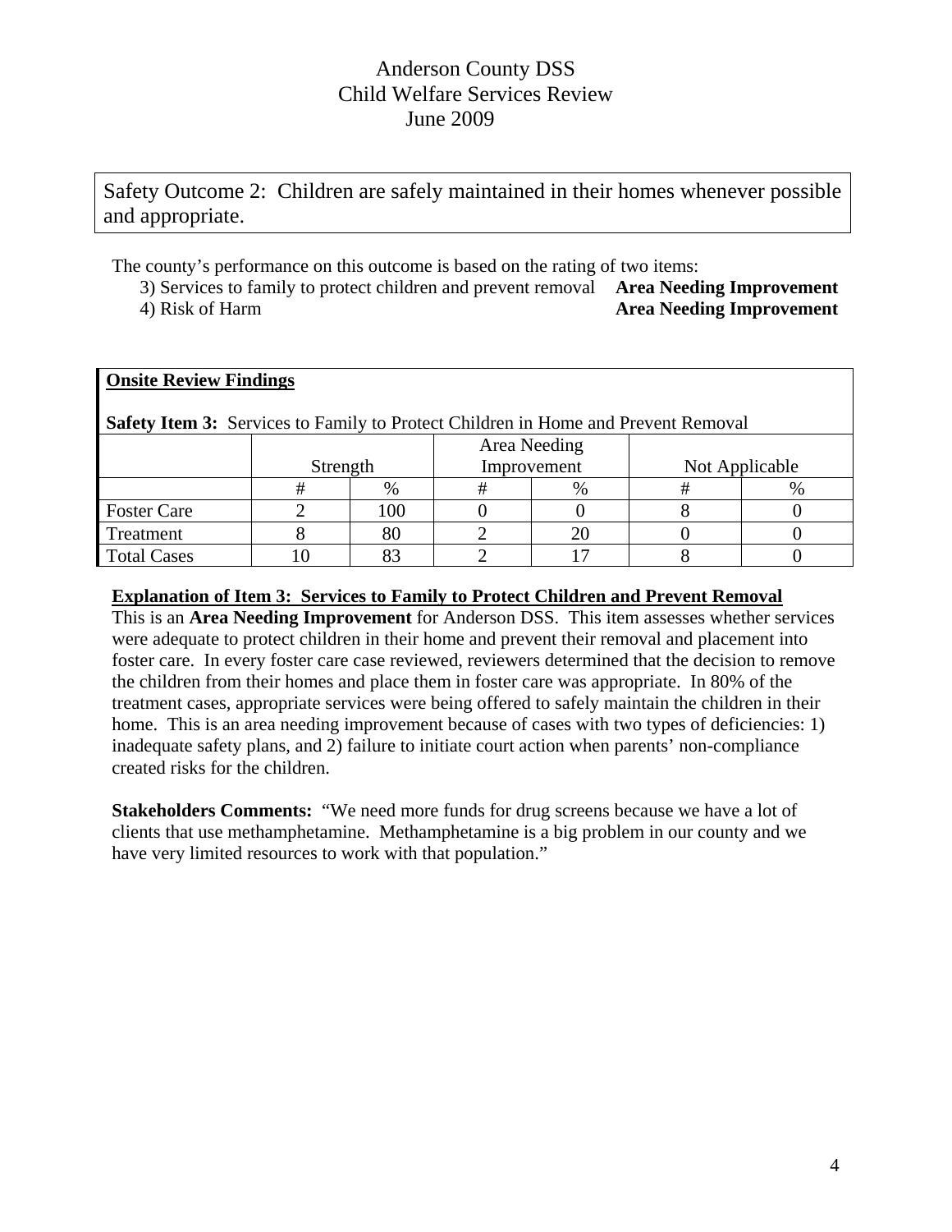# Anderson County DSS
# Child Welfare Services Review
# June 2009

Safety Outcome 2: Children are safely maintained in their homes whenever possible and appropriate.

The county's performance on this outcome is based on the rating of two items:

3) Services to family to protect children and prevent removal **Area Needing Improvement**
4) Risk of Harm **Area Needing Improvement**

**Onsite Review Findings**

**Safety Item 3:** Services to Family to Protect Children in Home and Prevent Removal

| | Strength | | Area Needing Improvement | | Not Applicable | |
|---|---|---|---|---|---|---|
| | # | % | # | % | # | % |
| Foster Care | 2 | 100 | 0 | 0 | 8 | 0 |
| Treatment | 8 | 80 | 2 | 20 | 0 | 0 |
| Total Cases | 10 | 83 | 2 | 17 | 8 | 0 |

**Explanation of Item 3: Services to Family to Protect Children and Prevent Removal**

This is an **Area Needing Improvement** for Anderson DSS. This item assesses whether services were adequate to protect children in their home and prevent their removal and placement into foster care. In every foster care case reviewed, reviewers determined that the decision to remove the children from their homes and place them in foster care was appropriate. In 80% of the treatment cases, appropriate services were being offered to safely maintain the children in their home. This is an area needing improvement because of cases with two types of deficiencies: 1) inadequate safety plans, and 2) failure to initiate court action when parents' non-compliance created risks for the children.

**Stakeholders Comments:** "We need more funds for drug screens because we have a lot of clients that use methamphetamine. Methamphetamine is a big problem in our county and we have very limited resources to work with that population."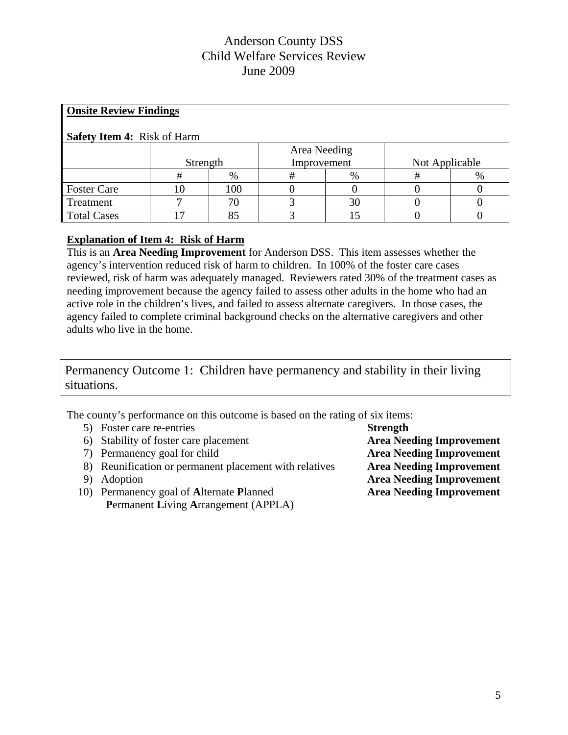Anderson County DSS
Child Welfare Services Review
June 2009

**Onsite Review Findings**

**Safety Item 4:** Risk of Harm

| | Strength | | Area Needing Improvement | | Not Applicable | |
|---|---|---|---|---|---|---|
| | # | % | # | % | # | % |
| Foster Care | 10 | 100 | 0 | 0 | 0 | 0 |
| Treatment | 7 | 70 | 3 | 30 | 0 | 0 |
| Total Cases | 17 | 85 | 3 | 15 | 0 | 0 |

**Explanation of Item 4: Risk of Harm**

This is an **Area Needing Improvement** for Anderson DSS. This item assesses whether the agency's intervention reduced risk of harm to children. In 100% of the foster care cases reviewed, risk of harm was adequately managed. Reviewers rated 30% of the treatment cases as needing improvement because the agency failed to assess other adults in the home who had an active role in the children's lives, and failed to assess alternate caregivers. In those cases, the agency failed to complete criminal background checks on the alternative caregivers and other adults who live in the home.

## Permanency Outcome 1: Children have permanency and stability in their living situations.

The county's performance on this outcome is based on the rating of six items:

5) Foster care re-entries — **Strength**
6) Stability of foster care placement — **Area Needing Improvement**
7) Permanency goal for child — **Area Needing Improvement**
8) Reunification or permanent placement with relatives — **Area Needing Improvement**
9) Adoption — **Area Needing Improvement**
10) Permanency goal of **A**lternate **P**lanned **P**ermanent **L**iving **A**rrangement (APPLA) — **Area Needing Improvement**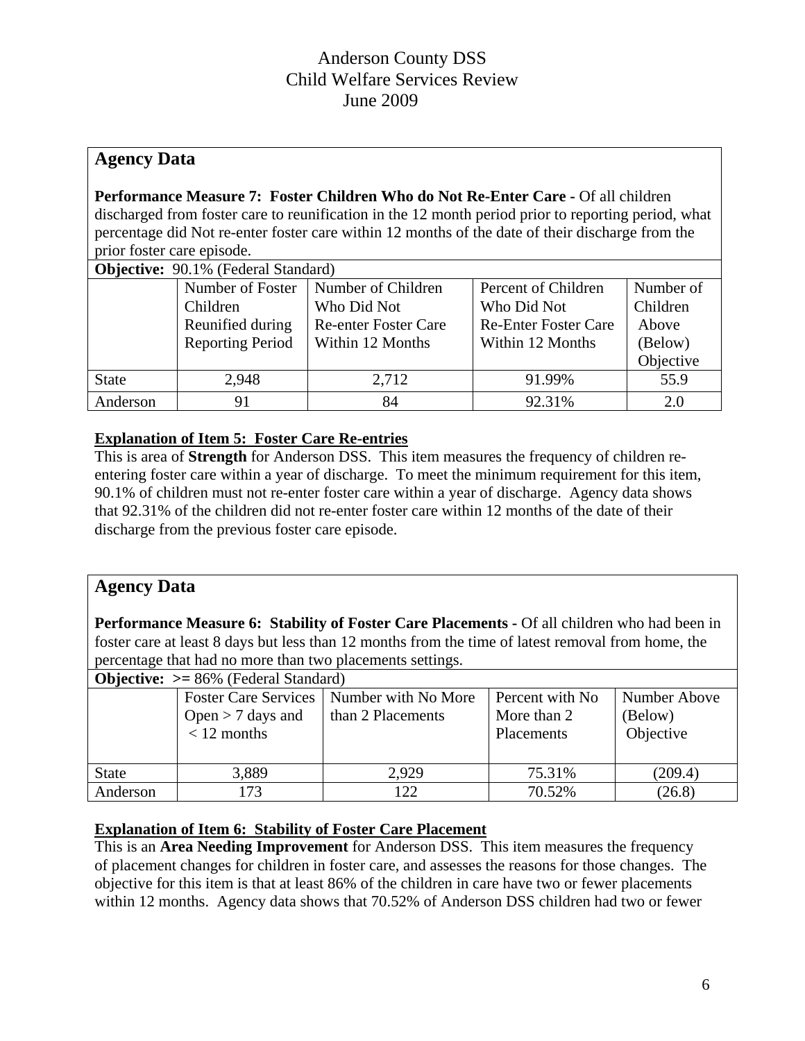# Anderson County DSS
# Child Welfare Services Review
# June 2009

## Agency Data

**Performance Measure 7: Foster Children Who do Not Re-Enter Care -** Of all children discharged from foster care to reunification in the 12 month period prior to reporting period, what percentage did Not re-enter foster care within 12 months of the date of their discharge from the prior foster care episode.

**Objective:** 90.1% (Federal Standard)

| | Number of Foster Children Reunified during Reporting Period | Number of Children Who Did Not Re-enter Foster Care Within 12 Months | Percent of Children Who Did Not Re-Enter Foster Care Within 12 Months | Number of Children Above (Below) Objective |
|---|---|---|---|---|
| State | 2,948 | 2,712 | 91.99% | 55.9 |
| Anderson | 91 | 84 | 92.31% | 2.0 |

**Explanation of Item 5: Foster Care Re-entries**

This is area of **Strength** for Anderson DSS. This item measures the frequency of children re-entering foster care within a year of discharge. To meet the minimum requirement for this item, 90.1% of children must not re-enter foster care within a year of discharge. Agency data shows that 92.31% of the children did not re-enter foster care within 12 months of the date of their discharge from the previous foster care episode.

## Agency Data

**Performance Measure 6: Stability of Foster Care Placements -** Of all children who had been in foster care at least 8 days but less than 12 months from the time of latest removal from home, the percentage that had no more than two placements settings.

**Objective:** >= 86% (Federal Standard)

| | Foster Care Services Open > 7 days and < 12 months | Number with No More than 2 Placements | Percent with No More than 2 Placements | Number Above (Below) Objective |
|---|---|---|---|---|
| State | 3,889 | 2,929 | 75.31% | (209.4) |
| Anderson | 173 | 122 | 70.52% | (26.8) |

**Explanation of Item 6: Stability of Foster Care Placement**

This is an **Area Needing Improvement** for Anderson DSS. This item measures the frequency of placement changes for children in foster care, and assesses the reasons for those changes. The objective for this item is that at least 86% of the children in care have two or fewer placements within 12 months. Agency data shows that 70.52% of Anderson DSS children had two or fewer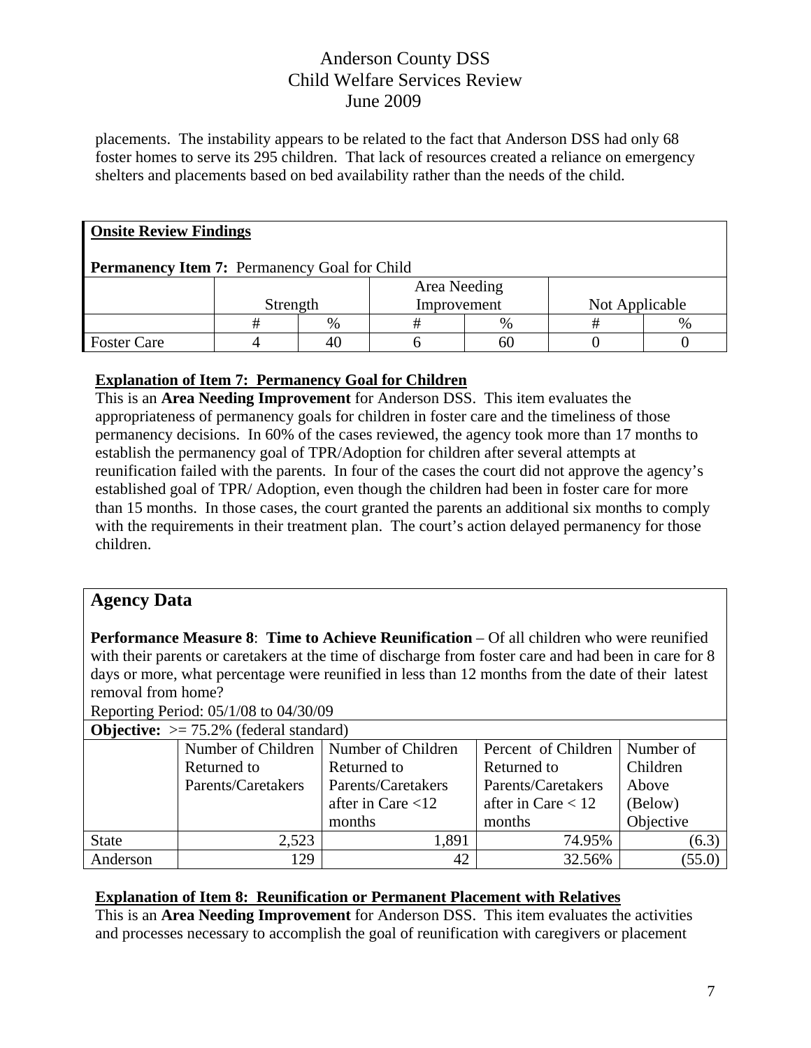placements. The instability appears to be related to the fact that Anderson DSS had only 68 foster homes to serve its 295 children. That lack of resources created a reliance on emergency shelters and placements based on bed availability rather than the needs of the child.

**Onsite Review Findings**

**Permanency Item 7:** Permanency Goal for Child

| | Strength | | Area Needing Improvement | | Not Applicable | |
|---|---|---|---|---|---|---|
| | # | % | # | % | # | % |
| Foster Care | 4 | 40 | 6 | 60 | 0 | 0 |

**Explanation of Item 7: Permanency Goal for Children**

This is an **Area Needing Improvement** for Anderson DSS. This item evaluates the appropriateness of permanency goals for children in foster care and the timeliness of those permanency decisions. In 60% of the cases reviewed, the agency took more than 17 months to establish the permanency goal of TPR/Adoption for children after several attempts at reunification failed with the parents. In four of the cases the court did not approve the agency's established goal of TPR/ Adoption, even though the children had been in foster care for more than 15 months. In those cases, the court granted the parents an additional six months to comply with the requirements in their treatment plan. The court's action delayed permanency for those children.

## Agency Data

**Performance Measure 8**: **Time to Achieve Reunification** – Of all children who were reunified with their parents or caretakers at the time of discharge from foster care and had been in care for 8 days or more, what percentage were reunified in less than 12 months from the date of their latest removal from home?

Reporting Period: 05/1/08 to 04/30/09

**Objective:** >= 75.2% (federal standard)

| | Number of Children Returned to Parents/Caretakers | Number of Children Returned to Parents/Caretakers after in Care <12 months | Percent of Children Returned to Parents/Caretakers after in Care < 12 months | Number of Children Above (Below) Objective |
|---|---|---|---|---|
| State | 2,523 | 1,891 | 74.95% | (6.3) |
| Anderson | 129 | 42 | 32.56% | (55.0) |

**Explanation of Item 8: Reunification or Permanent Placement with Relatives**

This is an **Area Needing Improvement** for Anderson DSS. This item evaluates the activities and processes necessary to accomplish the goal of reunification with caregivers or placement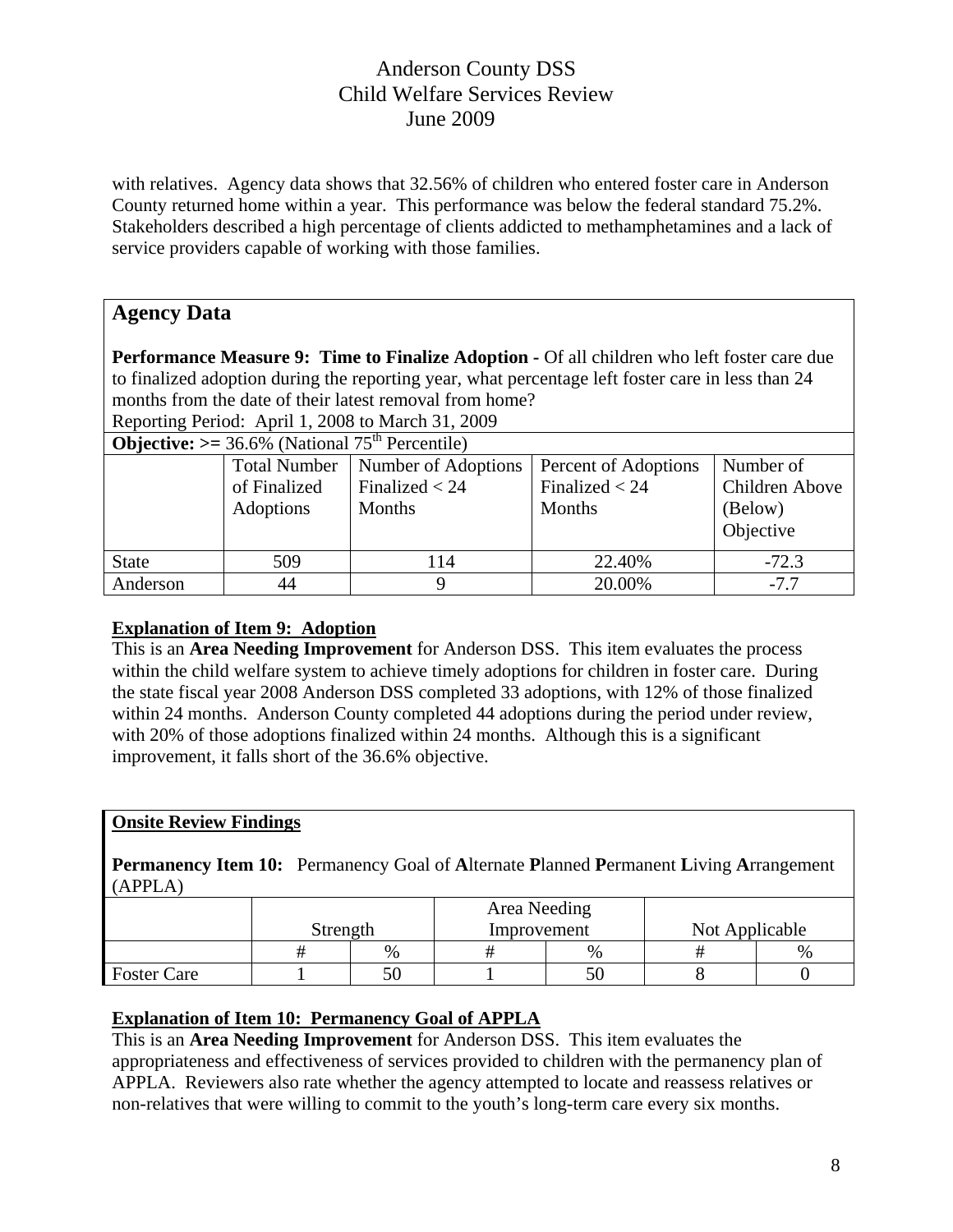with relatives. Agency data shows that 32.56% of children who entered foster care in Anderson County returned home within a year. This performance was below the federal standard 75.2%. Stakeholders described a high percentage of clients addicted to methamphetamines and a lack of service providers capable of working with those families.

## Agency Data

**Performance Measure 9: Time to Finalize Adoption -** Of all children who left foster care due to finalized adoption during the reporting year, what percentage left foster care in less than 24 months from the date of their latest removal from home?

Reporting Period: April 1, 2008 to March 31, 2009

**Objective: >=** 36.6% (National 75th Percentile)

| | Total Number of Finalized Adoptions | Number of Adoptions Finalized < 24 Months | Percent of Adoptions Finalized < 24 Months | Number of Children Above (Below) Objective |
|---|---|---|---|---|
| State | 509 | 114 | 22.40% | -72.3 |
| Anderson | 44 | 9 | 20.00% | -7.7 |

**Explanation of Item 9: Adoption**

This is an **Area Needing Improvement** for Anderson DSS. This item evaluates the process within the child welfare system to achieve timely adoptions for children in foster care. During the state fiscal year 2008 Anderson DSS completed 33 adoptions, with 12% of those finalized within 24 months. Anderson County completed 44 adoptions during the period under review, with 20% of those adoptions finalized within 24 months. Although this is a significant improvement, it falls short of the 36.6% objective.

## Onsite Review Findings

**Permanency Item 10:** Permanency Goal of **A**lternate **P**lanned **P**ermanent **L**iving **A**rrangement (APPLA)

| | Strength | | Area Needing Improvement | | Not Applicable | |
|---|---|---|---|---|---|---|
| | # | % | # | % | # | % |
| Foster Care | 1 | 50 | 1 | 50 | 8 | 0 |

**Explanation of Item 10: Permanency Goal of APPLA**

This is an **Area Needing Improvement** for Anderson DSS. This item evaluates the appropriateness and effectiveness of services provided to children with the permanency plan of APPLA. Reviewers also rate whether the agency attempted to locate and reassess relatives or non-relatives that were willing to commit to the youth's long-term care every six months.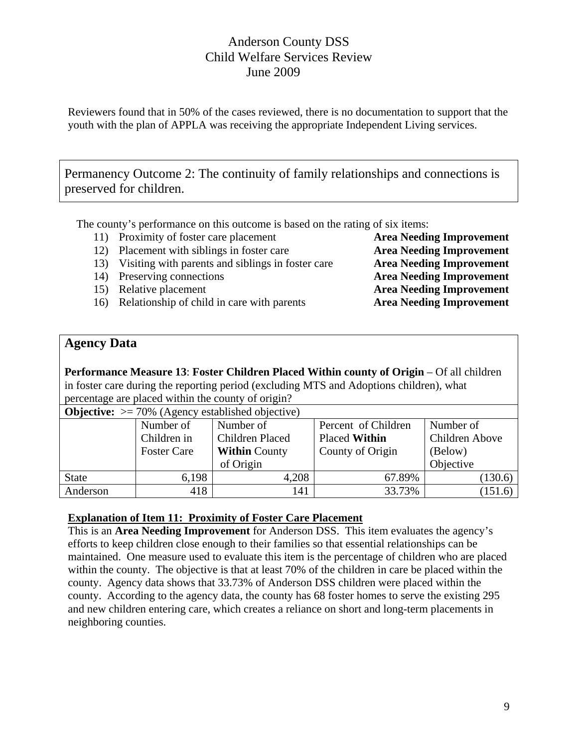Reviewers found that in 50% of the cases reviewed, there is no documentation to support that the youth with the plan of APPLA was receiving the appropriate Independent Living services.

## Permanency Outcome 2: The continuity of family relationships and connections is preserved for children.

The county's performance on this outcome is based on the rating of six items:

11) Proximity of foster care placement **Area Needing Improvement**
12) Placement with siblings in foster care **Area Needing Improvement**
13) Visiting with parents and siblings in foster care **Area Needing Improvement**
14) Preserving connections **Area Needing Improvement**
15) Relative placement **Area Needing Improvement**
16) Relationship of child in care with parents **Area Needing Improvement**

## Agency Data

**Performance Measure 13**: **Foster Children Placed Within county of Origin** – Of all children in foster care during the reporting period (excluding MTS and Adoptions children), what percentage are placed within the county of origin?

**Objective:** >= 70% (Agency established objective)

| | Number of Children in Foster Care | Number of Children Placed **Within** County of Origin | Percent of Children Placed **Within** County of Origin | Number of Children Above (Below) Objective |
|---|---|---|---|---|
| State | 6,198 | 4,208 | 67.89% | (130.6) |
| Anderson | 418 | 141 | 33.73% | (151.6) |

**Explanation of Item 11: Proximity of Foster Care Placement**

This is an **Area Needing Improvement** for Anderson DSS. This item evaluates the agency's efforts to keep children close enough to their families so that essential relationships can be maintained. One measure used to evaluate this item is the percentage of children who are placed within the county. The objective is that at least 70% of the children in care be placed within the county. Agency data shows that 33.73% of Anderson DSS children were placed within the county. According to the agency data, the county has 68 foster homes to serve the existing 295 and new children entering care, which creates a reliance on short and long-term placements in neighboring counties.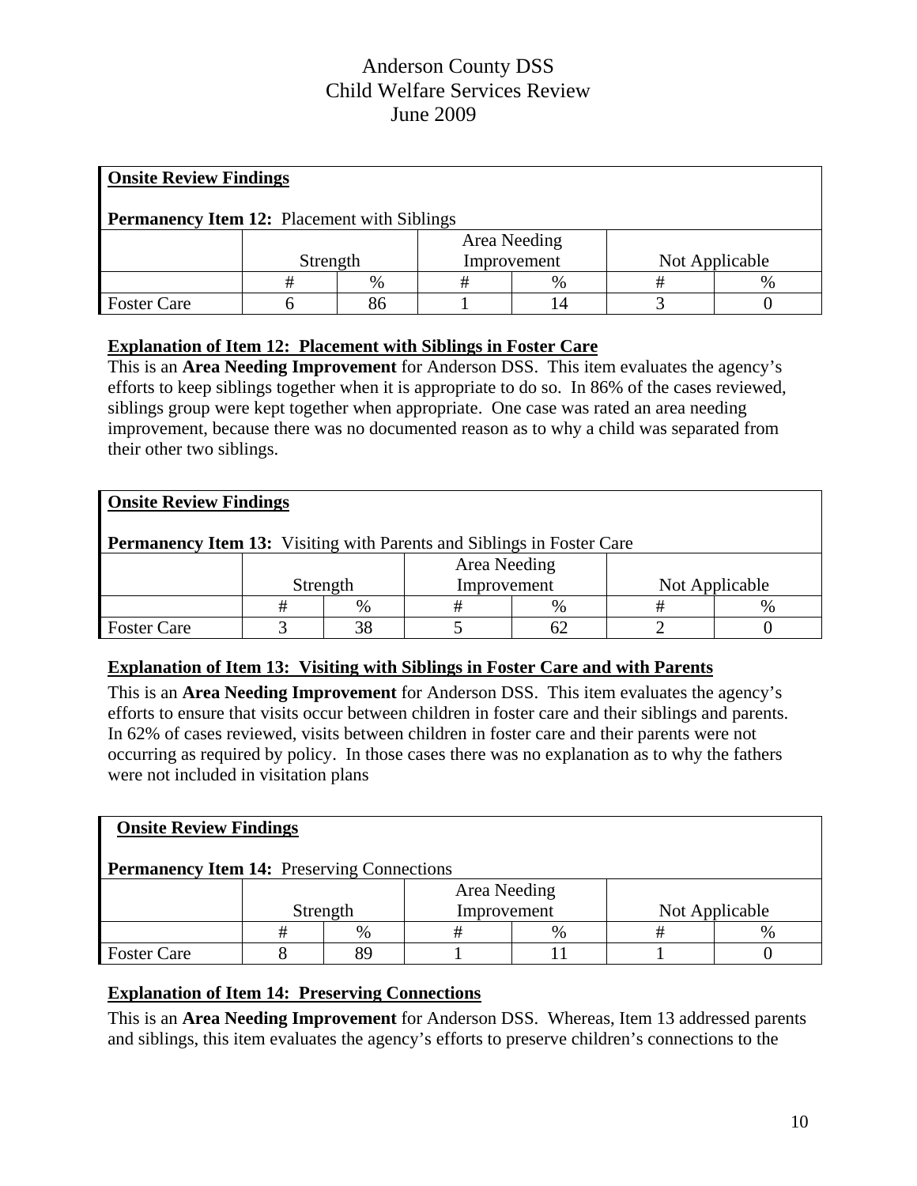# Anderson County DSS
# Child Welfare Services Review
# June 2009

**Onsite Review Findings**

**Permanency Item 12:** Placement with Siblings

| | Strength | | Area Needing Improvement | | Not Applicable | |
|---|---|---|---|---|---|---|
| | # | % | # | % | # | % |
| Foster Care | 6 | 86 | 1 | 14 | 3 | 0 |

**Explanation of Item 12: Placement with Siblings in Foster Care**

This is an **Area Needing Improvement** for Anderson DSS. This item evaluates the agency's efforts to keep siblings together when it is appropriate to do so. In 86% of the cases reviewed, siblings group were kept together when appropriate. One case was rated an area needing improvement, because there was no documented reason as to why a child was separated from their other two siblings.

**Onsite Review Findings**

**Permanency Item 13:** Visiting with Parents and Siblings in Foster Care

| | Strength | | Area Needing Improvement | | Not Applicable | |
|---|---|---|---|---|---|---|
| | # | % | # | % | # | % |
| Foster Care | 3 | 38 | 5 | 62 | 2 | 0 |

**Explanation of Item 13: Visiting with Siblings in Foster Care and with Parents**

This is an **Area Needing Improvement** for Anderson DSS. This item evaluates the agency's efforts to ensure that visits occur between children in foster care and their siblings and parents. In 62% of cases reviewed, visits between children in foster care and their parents were not occurring as required by policy. In those cases there was no explanation as to why the fathers were not included in visitation plans

**Onsite Review Findings**

**Permanency Item 14:** Preserving Connections

| | Strength | | Area Needing Improvement | | Not Applicable | |
|---|---|---|---|---|---|---|
| | # | % | # | % | # | % |
| Foster Care | 8 | 89 | 1 | 11 | 1 | 0 |

**Explanation of Item 14: Preserving Connections**

This is an **Area Needing Improvement** for Anderson DSS. Whereas, Item 13 addressed parents and siblings, this item evaluates the agency's efforts to preserve children's connections to the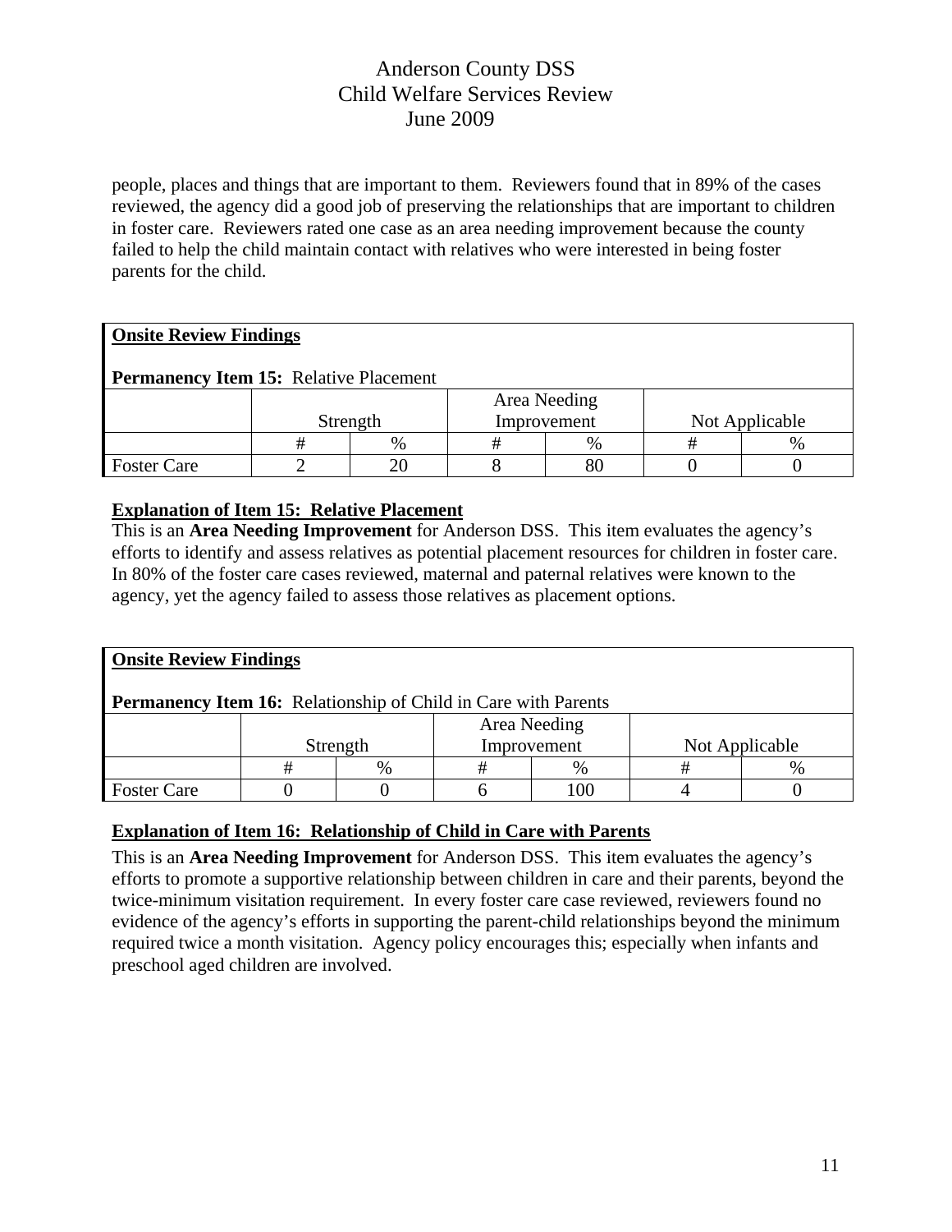people, places and things that are important to them. Reviewers found that in 89% of the cases reviewed, the agency did a good job of preserving the relationships that are important to children in foster care. Reviewers rated one case as an area needing improvement because the county failed to help the child maintain contact with relatives who were interested in being foster parents for the child.

**Onsite Review Findings**

**Permanency Item 15:** Relative Placement

| | Strength | | Area Needing Improvement | | Not Applicable | |
|---|---|---|---|---|---|---|
| | # | % | # | % | # | % |
| Foster Care | 2 | 20 | 8 | 80 | 0 | 0 |

**Explanation of Item 15: Relative Placement**

This is an **Area Needing Improvement** for Anderson DSS. This item evaluates the agency's efforts to identify and assess relatives as potential placement resources for children in foster care. In 80% of the foster care cases reviewed, maternal and paternal relatives were known to the agency, yet the agency failed to assess those relatives as placement options.

**Onsite Review Findings**

**Permanency Item 16:** Relationship of Child in Care with Parents

| | Strength | | Area Needing Improvement | | Not Applicable | |
|---|---|---|---|---|---|---|
| | # | % | # | % | # | % |
| Foster Care | 0 | 0 | 6 | 100 | 4 | 0 |

**Explanation of Item 16: Relationship of Child in Care with Parents**

This is an **Area Needing Improvement** for Anderson DSS. This item evaluates the agency's efforts to promote a supportive relationship between children in care and their parents, beyond the twice-minimum visitation requirement. In every foster care case reviewed, reviewers found no evidence of the agency's efforts in supporting the parent-child relationships beyond the minimum required twice a month visitation. Agency policy encourages this; especially when infants and preschool aged children are involved.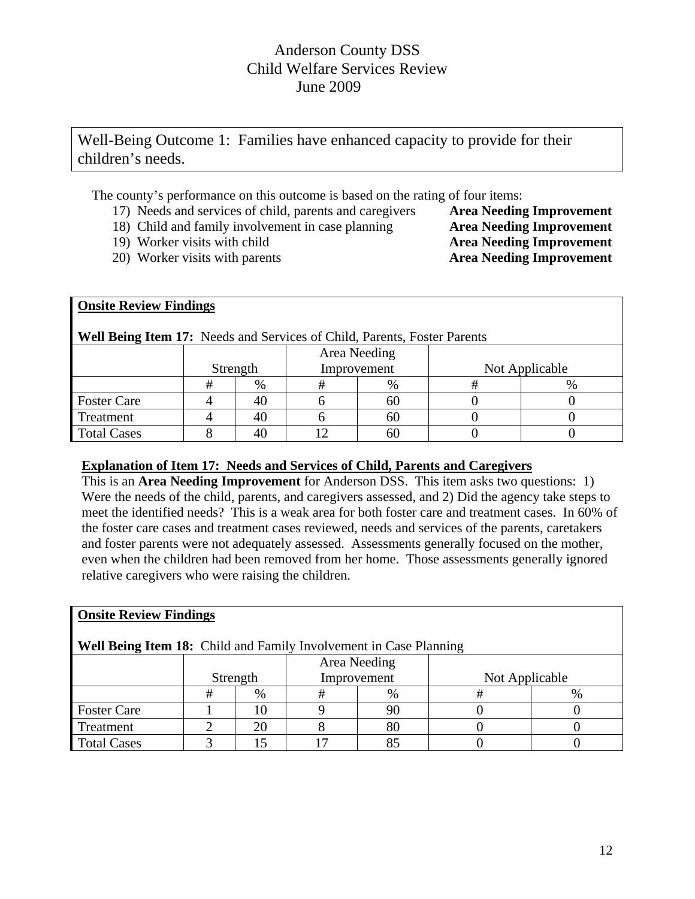# Anderson County DSS
## Child Welfare Services Review
### June 2009

**Well-Being Outcome 1: Families have enhanced capacity to provide for their children's needs.**

The county's performance on this outcome is based on the rating of four items:

17) Needs and services of child, parents and caregivers **Area Needing Improvement**
18) Child and family involvement in case planning **Area Needing Improvement**
19) Worker visits with child **Area Needing Improvement**
20) Worker visits with parents **Area Needing Improvement**

**Onsite Review Findings**

**Well Being Item 17:** Needs and Services of Child, Parents, Foster Parents

| | Strength | | Area Needing Improvement | | Not Applicable | |
|---|---|---|---|---|---|---|
| | # | % | # | % | # | % |
| Foster Care | 4 | 40 | 6 | 60 | 0 | 0 |
| Treatment | 4 | 40 | 6 | 60 | 0 | 0 |
| Total Cases | 8 | 40 | 12 | 60 | 0 | 0 |

**Explanation of Item 17: Needs and Services of Child, Parents and Caregivers**

This is an **Area Needing Improvement** for Anderson DSS. This item asks two questions: 1) Were the needs of the child, parents, and caregivers assessed, and 2) Did the agency take steps to meet the identified needs? This is a weak area for both foster care and treatment cases. In 60% of the foster care cases and treatment cases reviewed, needs and services of the parents, caretakers and foster parents were not adequately assessed. Assessments generally focused on the mother, even when the children had been removed from her home. Those assessments generally ignored relative caregivers who were raising the children.

**Onsite Review Findings**

**Well Being Item 18:** Child and Family Involvement in Case Planning

| | Strength | | Area Needing Improvement | | Not Applicable | |
|---|---|---|---|---|---|---|
| | # | % | # | % | # | % |
| Foster Care | 1 | 10 | 9 | 90 | 0 | 0 |
| Treatment | 2 | 20 | 8 | 80 | 0 | 0 |
| Total Cases | 3 | 15 | 17 | 85 | 0 | 0 |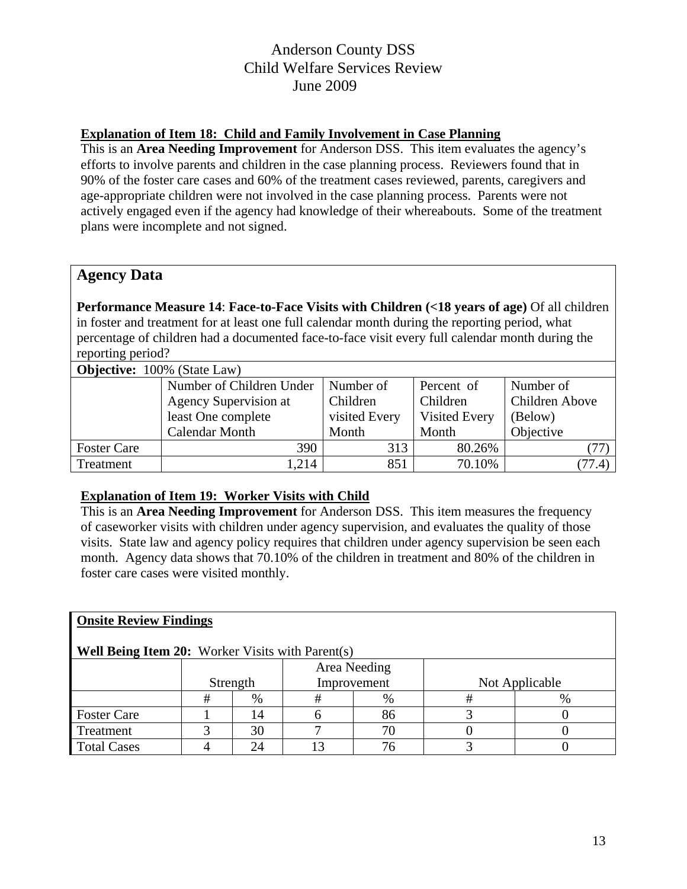# Anderson County DSS
# Child Welfare Services Review
# June 2009

**Explanation of Item 18: Child and Family Involvement in Case Planning**

This is an **Area Needing Improvement** for Anderson DSS. This item evaluates the agency's efforts to involve parents and children in the case planning process. Reviewers found that in 90% of the foster care cases and 60% of the treatment cases reviewed, parents, caregivers and age-appropriate children were not involved in the case planning process. Parents were not actively engaged even if the agency had knowledge of their whereabouts. Some of the treatment plans were incomplete and not signed.

## Agency Data

**Performance Measure 14**: **Face-to-Face Visits with Children (<18 years of age)** Of all children in foster and treatment for at least one full calendar month during the reporting period, what percentage of children had a documented face-to-face visit every full calendar month during the reporting period?

**Objective:** 100% (State Law)

| | Number of Children Under Agency Supervision at least One complete Calendar Month | Number of Children visited Every Month | Percent of Children Visited Every Month | Number of Children Above (Below) Objective |
|---|---|---|---|---|
| Foster Care | 390 | 313 | 80.26% | (77) |
| Treatment | 1,214 | 851 | 70.10% | (77.4) |

**Explanation of Item 19: Worker Visits with Child**

This is an **Area Needing Improvement** for Anderson DSS. This item measures the frequency of caseworker visits with children under agency supervision, and evaluates the quality of those visits. State law and agency policy requires that children under agency supervision be seen each month. Agency data shows that 70.10% of the children in treatment and 80% of the children in foster care cases were visited monthly.

**Onsite Review Findings**

**Well Being Item 20:** Worker Visits with Parent(s)

| | Strength | | Area Needing Improvement | | Not Applicable | |
|---|---|---|---|---|---|---|
| | # | % | # | % | # | % |
| Foster Care | 1 | 14 | 6 | 86 | 3 | 0 |
| Treatment | 3 | 30 | 7 | 70 | 0 | 0 |
| Total Cases | 4 | 24 | 13 | 76 | 3 | 0 |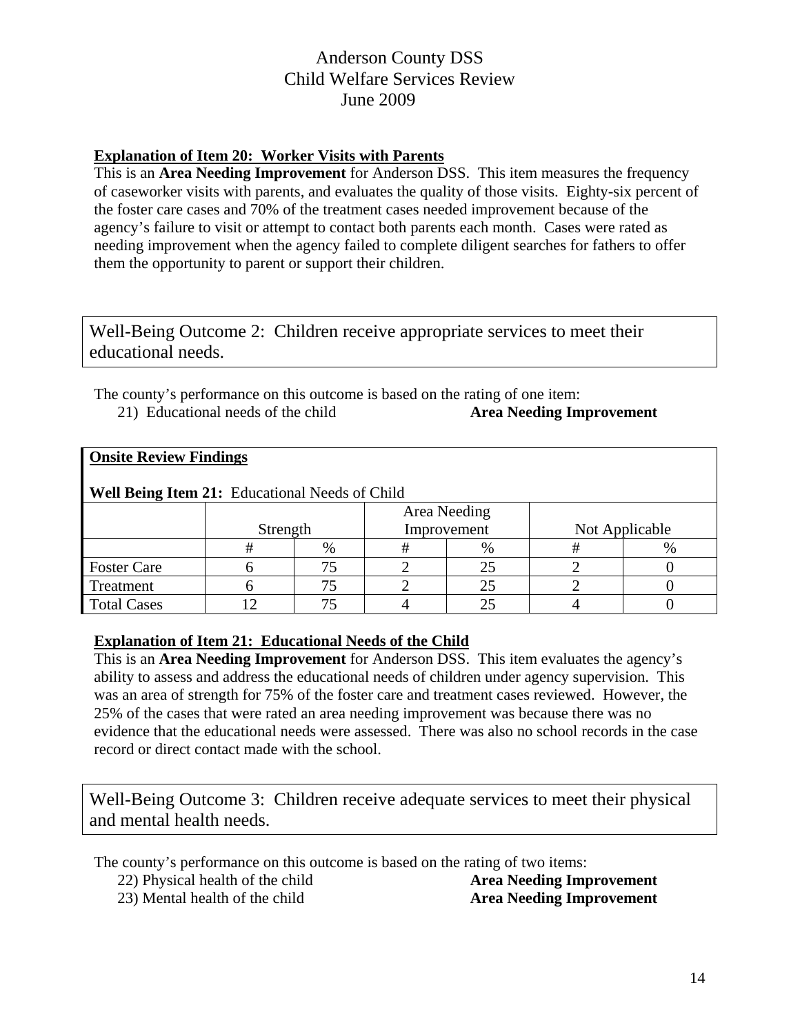**Explanation of Item 20: Worker Visits with Parents**

This is an **Area Needing Improvement** for Anderson DSS. This item measures the frequency of caseworker visits with parents, and evaluates the quality of those visits. Eighty-six percent of the foster care cases and 70% of the treatment cases needed improvement because of the agency's failure to visit or attempt to contact both parents each month. Cases were rated as needing improvement when the agency failed to complete diligent searches for fathers to offer them the opportunity to parent or support their children.

## Well-Being Outcome 2: Children receive appropriate services to meet their educational needs.

The county's performance on this outcome is based on the rating of one item:

21) Educational needs of the child **Area Needing Improvement**

**Onsite Review Findings**

**Well Being Item 21:** Educational Needs of Child

| | Strength | | Area Needing Improvement | | Not Applicable | |
|---|---|---|---|---|---|---|
| | # | % | # | % | # | % |
| Foster Care | 6 | 75 | 2 | 25 | 2 | 0 |
| Treatment | 6 | 75 | 2 | 25 | 2 | 0 |
| Total Cases | 12 | 75 | 4 | 25 | 4 | 0 |

**Explanation of Item 21: Educational Needs of the Child**

This is an **Area Needing Improvement** for Anderson DSS. This item evaluates the agency's ability to assess and address the educational needs of children under agency supervision. This was an area of strength for 75% of the foster care and treatment cases reviewed. However, the 25% of the cases that were rated an area needing improvement was because there was no evidence that the educational needs were assessed. There was also no school records in the case record or direct contact made with the school.

## Well-Being Outcome 3: Children receive adequate services to meet their physical and mental health needs.

The county's performance on this outcome is based on the rating of two items:

22) Physical health of the child **Area Needing Improvement**

23) Mental health of the child **Area Needing Improvement**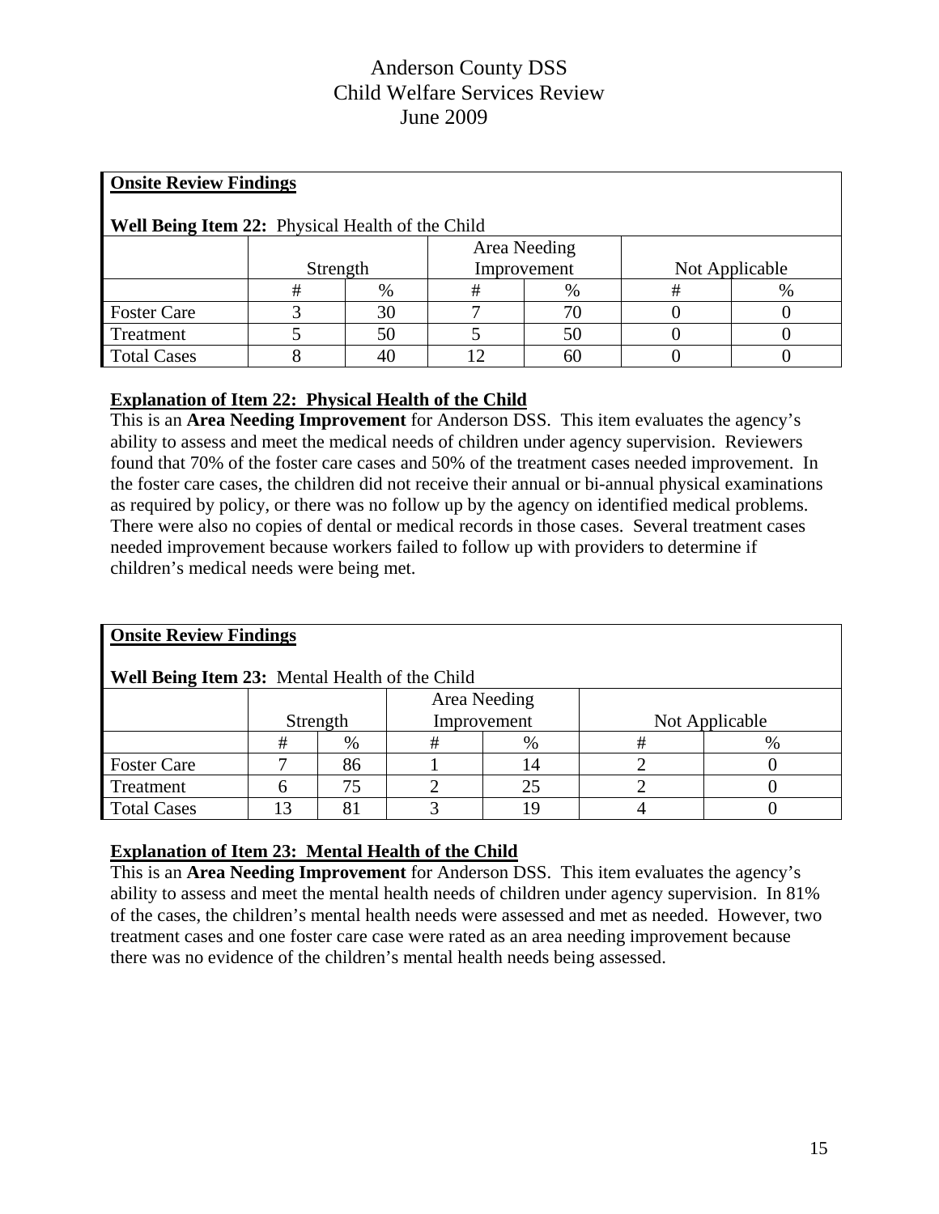Anderson County DSS
Child Welfare Services Review
June 2009

**Onsite Review Findings**

**Well Being Item 22:** Physical Health of the Child

| | Strength | | Area Needing Improvement | | Not Applicable | |
|---|---|---|---|---|---|---|
| | # | % | # | % | # | % |
| Foster Care | 3 | 30 | 7 | 70 | 0 | 0 |
| Treatment | 5 | 50 | 5 | 50 | 0 | 0 |
| Total Cases | 8 | 40 | 12 | 60 | 0 | 0 |

**Explanation of Item 22: Physical Health of the Child**

This is an **Area Needing Improvement** for Anderson DSS. This item evaluates the agency's ability to assess and meet the medical needs of children under agency supervision. Reviewers found that 70% of the foster care cases and 50% of the treatment cases needed improvement. In the foster care cases, the children did not receive their annual or bi-annual physical examinations as required by policy, or there was no follow up by the agency on identified medical problems. There were also no copies of dental or medical records in those cases. Several treatment cases needed improvement because workers failed to follow up with providers to determine if children's medical needs were being met.

**Onsite Review Findings**

**Well Being Item 23:** Mental Health of the Child

| | Strength | | Area Needing Improvement | | Not Applicable | |
|---|---|---|---|---|---|---|
| | # | % | # | % | # | % |
| Foster Care | 7 | 86 | 1 | 14 | 2 | 0 |
| Treatment | 6 | 75 | 2 | 25 | 2 | 0 |
| Total Cases | 13 | 81 | 3 | 19 | 4 | 0 |

**Explanation of Item 23: Mental Health of the Child**

This is an **Area Needing Improvement** for Anderson DSS. This item evaluates the agency's ability to assess and meet the mental health needs of children under agency supervision. In 81% of the cases, the children's mental health needs were assessed and met as needed. However, two treatment cases and one foster care case were rated as an area needing improvement because there was no evidence of the children's mental health needs being assessed.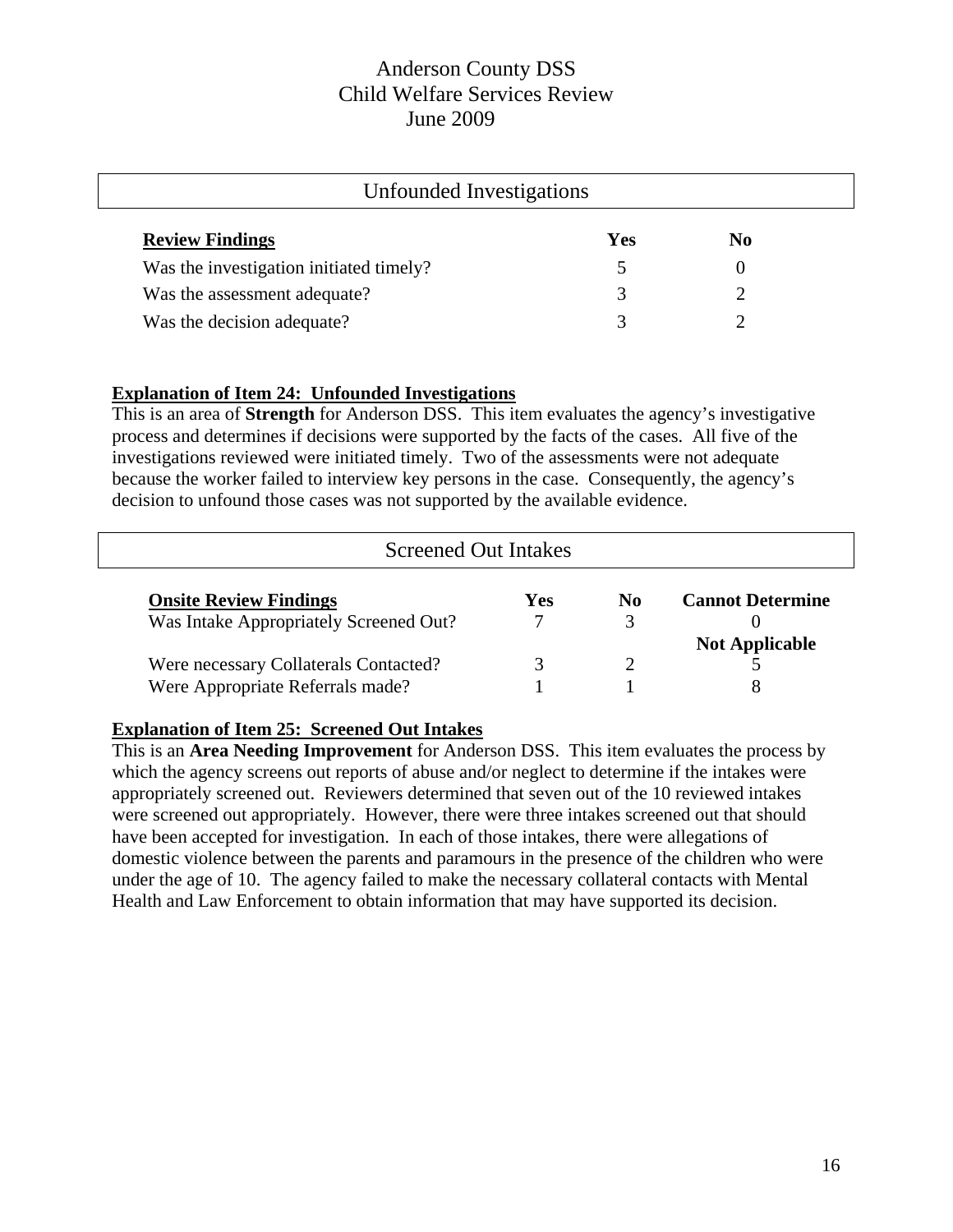## Unfounded Investigations

| **Review Findings** | **Yes** | **No** |
|---|---|---|
| Was the investigation initiated timely? | 5 | 0 |
| Was the assessment adequate? | 3 | 2 |
| Was the decision adequate? | 3 | 2 |

**Explanation of Item 24: Unfounded Investigations**

This is an area of **Strength** for Anderson DSS. This item evaluates the agency's investigative process and determines if decisions were supported by the facts of the cases. All five of the investigations reviewed were initiated timely. Two of the assessments were not adequate because the worker failed to interview key persons in the case. Consequently, the agency's decision to unfound those cases was not supported by the available evidence.

## Screened Out Intakes

| **Onsite Review Findings** | **Yes** | **No** | **Cannot Determine** |
|---|---|---|---|
| Was Intake Appropriately Screened Out? | 7 | 3 | 0 |
| | | | **Not Applicable** |
| Were necessary Collaterals Contacted? | 3 | 2 | 5 |
| Were Appropriate Referrals made? | 1 | 1 | 8 |

**Explanation of Item 25: Screened Out Intakes**

This is an **Area Needing Improvement** for Anderson DSS. This item evaluates the process by which the agency screens out reports of abuse and/or neglect to determine if the intakes were appropriately screened out. Reviewers determined that seven out of the 10 reviewed intakes were screened out appropriately. However, there were three intakes screened out that should have been accepted for investigation. In each of those intakes, there were allegations of domestic violence between the parents and paramours in the presence of the children who were under the age of 10. The agency failed to make the necessary collateral contacts with Mental Health and Law Enforcement to obtain information that may have supported its decision.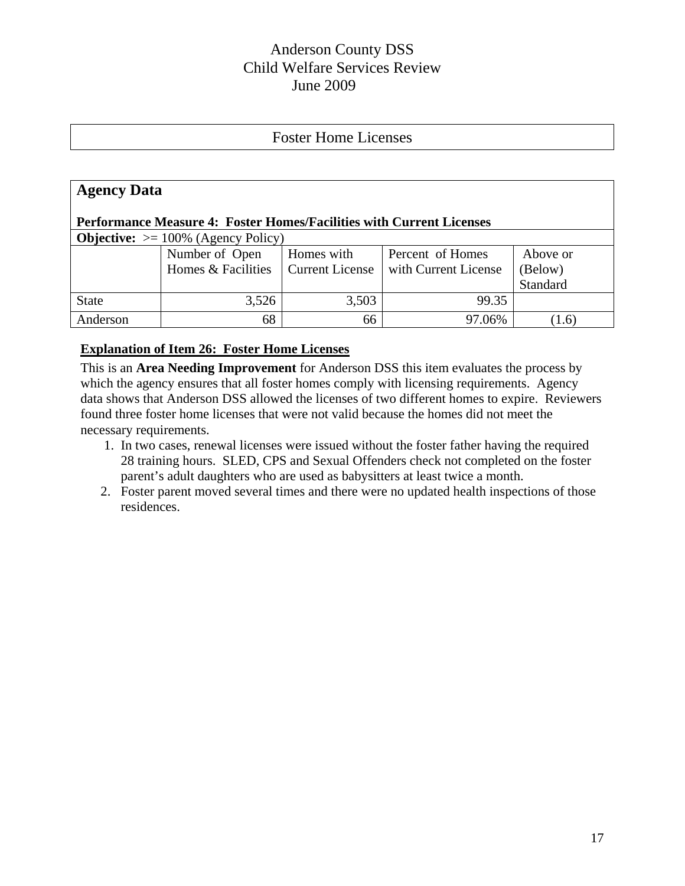# Anderson County DSS
# Child Welfare Services Review
# June 2009

## Foster Home Licenses

### Agency Data

**Performance Measure 4: Foster Homes/Facilities with Current Licenses**

**Objective:** >= 100% (Agency Policy)

| | Number of Open Homes & Facilities | Homes with Current License | Percent of Homes with Current License | Above or (Below) Standard |
|---|---|---|---|---|
| State | 3,526 | 3,503 | 99.35 | |
| Anderson | 68 | 66 | 97.06% | (1.6) |

**Explanation of Item 26: Foster Home Licenses**

This is an **Area Needing Improvement** for Anderson DSS this item evaluates the process by which the agency ensures that all foster homes comply with licensing requirements. Agency data shows that Anderson DSS allowed the licenses of two different homes to expire. Reviewers found three foster home licenses that were not valid because the homes did not meet the necessary requirements.

1. In two cases, renewal licenses were issued without the foster father having the required 28 training hours. SLED, CPS and Sexual Offenders check not completed on the foster parent's adult daughters who are used as babysitters at least twice a month.
2. Foster parent moved several times and there were no updated health inspections of those residences.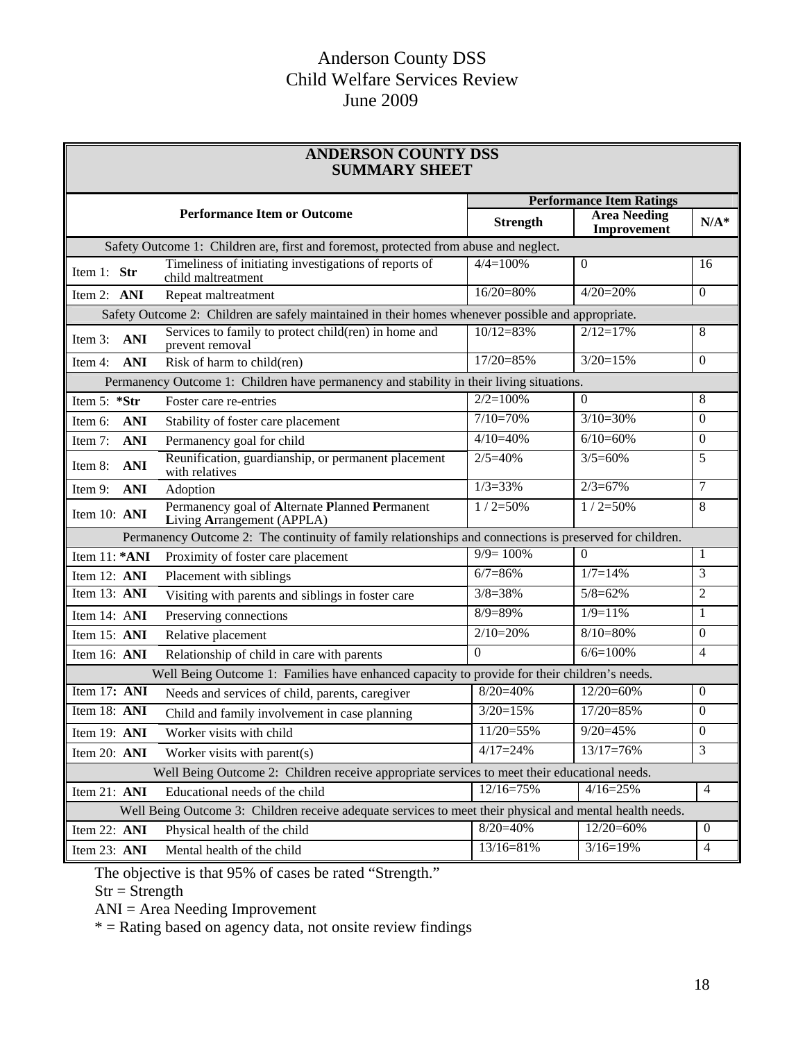# Anderson County DSS
# Child Welfare Services Review
# June 2009

| ANDERSON COUNTY DSS SUMMARY SHEET | | | | | |
|---|---|---|---|---|---|
| Performance Item or Outcome | | Performance Item Ratings | | | |
| | | Strength | Area Needing Improvement | N/A* |
| Safety Outcome 1: Children are, first and foremost, protected from abuse and neglect. | | | | |
| Item 1: **Str** | Timeliness of initiating investigations of reports of child maltreatment | 4/4=100% | 0 | 16 |
| Item 2: **ANI** | Repeat maltreatment | 16/20=80% | 4/20=20% | 0 |
| Safety Outcome 2: Children are safely maintained in their homes whenever possible and appropriate. | | | | |
| Item 3: **ANI** | Services to family to protect child(ren) in home and prevent removal | 10/12=83% | 2/12=17% | 8 |
| Item 4: **ANI** | Risk of harm to child(ren) | 17/20=85% | 3/20=15% | 0 |
| Permanency Outcome 1: Children have permanency and stability in their living situations. | | | | |
| Item 5: **\*Str** | Foster care re-entries | 2/2=100% | 0 | 8 |
| Item 6: **ANI** | Stability of foster care placement | 7/10=70% | 3/10=30% | 0 |
| Item 7: **ANI** | Permanency goal for child | 4/10=40% | 6/10=60% | 0 |
| Item 8: **ANI** | Reunification, guardianship, or permanent placement with relatives | 2/5=40% | 3/5=60% | 5 |
| Item 9: **ANI** | Adoption | 1/3=33% | 2/3=67% | 7 |
| Item 10: **ANI** | Permanency goal of **A**lternate **P**lanned **P**ermanent **L**iving **A**rrangement (APPLA) | 1 / 2=50% | 1 / 2=50% | 8 |
| Permanency Outcome 2: The continuity of family relationships and connections is preserved for children. | | | | |
| Item 11: **\*ANI** | Proximity of foster care placement | 9/9= 100% | 0 | 1 |
| Item 12: **ANI** | Placement with siblings | 6/7=86% | 1/7=14% | 3 |
| Item 13: **ANI** | Visiting with parents and siblings in foster care | 3/8=38% | 5/8=62% | 2 |
| Item 14: **ANI** | Preserving connections | 8/9=89% | 1/9=11% | 1 |
| Item 15: **ANI** | Relative placement | 2/10=20% | 8/10=80% | 0 |
| Item 16: **ANI** | Relationship of child in care with parents | 0 | 6/6=100% | 4 |
| Well Being Outcome 1: Families have enhanced capacity to provide for their children's needs. | | | | |
| Item 17: **ANI** | Needs and services of child, parents, caregiver | 8/20=40% | 12/20=60% | 0 |
| Item 18: **ANI** | Child and family involvement in case planning | 3/20=15% | 17/20=85% | 0 |
| Item 19: **ANI** | Worker visits with child | 11/20=55% | 9/20=45% | 0 |
| Item 20: **ANI** | Worker visits with parent(s) | 4/17=24% | 13/17=76% | 3 |
| Well Being Outcome 2: Children receive appropriate services to meet their educational needs. | | | | |
| Item 21: **ANI** | Educational needs of the child | 12/16=75% | 4/16=25% | 4 |
| Well Being Outcome 3: Children receive adequate services to meet their physical and mental health needs. | | | | |
| Item 22: **ANI** | Physical health of the child | 8/20=40% | 12/20=60% | 0 |
| Item 23: **ANI** | Mental health of the child | 13/16=81% | 3/16=19% | 4 |

The objective is that 95% of cases be rated "Strength."

Str = Strength

ANI = Area Needing Improvement

* = Rating based on agency data, not onsite review findings